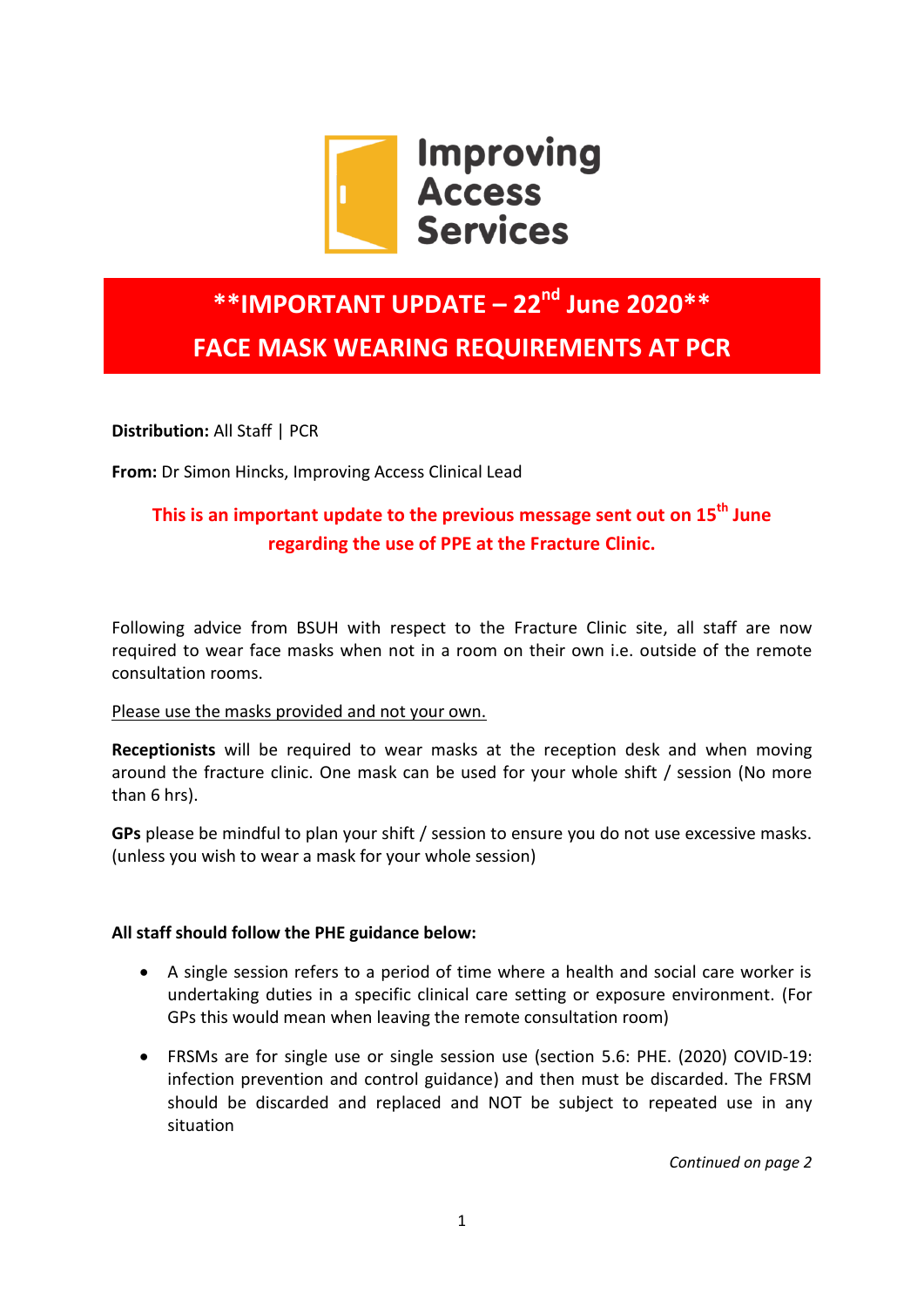Improving Access Services

# **IMPORTANT UPDATE – 22nd June 2020**

# FACE MASK WEARING REQUIREMENTS AT PCR

**Distribution:** All Staff | PCR

**From:** Dr Simon Hincks, Improving Access Clinical Lead

**This is an important update to the previous message sent out on 15th June regarding the use of PPE at the Fracture Clinic.**

Following advice from BSUH with respect to the Fracture Clinic site, all staff are now required to wear face masks when not in a room on their own i.e. outside of the remote consultation rooms.

Please use the masks provided and not your own.

**Receptionists** will be required to wear masks at the reception desk and when moving around the fracture clinic. One mask can be used for your whole shift / session (No more than 6 hrs).

**GPs** please be mindful to plan your shift / session to ensure you do not use excessive masks. (unless you wish to wear a mask for your whole session)

**All staff should follow the PHE guidance below:**

- A single session refers to a period of time where a health and social care worker is undertaking duties in a specific clinical care setting or exposure environment. (For GPs this would mean when leaving the remote consultation room)
- FRSMs are for single use or single session use (section 5.6: PHE. (2020) COVID-19: infection prevention and control guidance) and then must be discarded. The FRSM should be discarded and replaced and NOT be subject to repeated use in any situation

*Continued on page 2*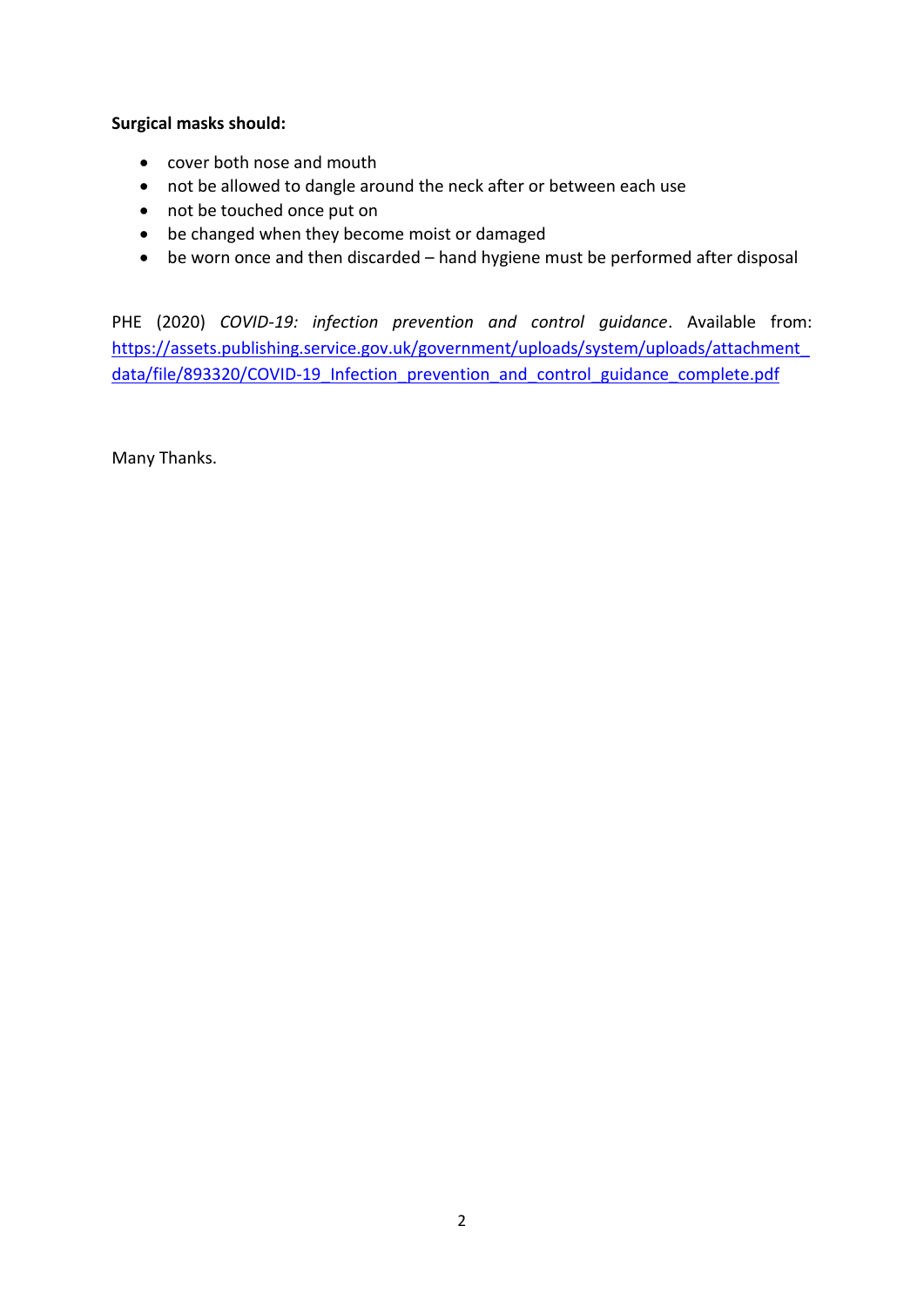**Surgical masks should:**

- cover both nose and mouth
- not be allowed to dangle around the neck after or between each use
- not be touched once put on
- be changed when they become moist or damaged
- be worn once and then discarded – hand hygiene must be performed after disposal

PHE (2020) *COVID-19: infection prevention and control guidance*. Available from: https://assets.publishing.service.gov.uk/government/uploads/system/uploads/attachment_data/file/893320/COVID-19_Infection_prevention_and_control_guidance_complete.pdf

Many Thanks.